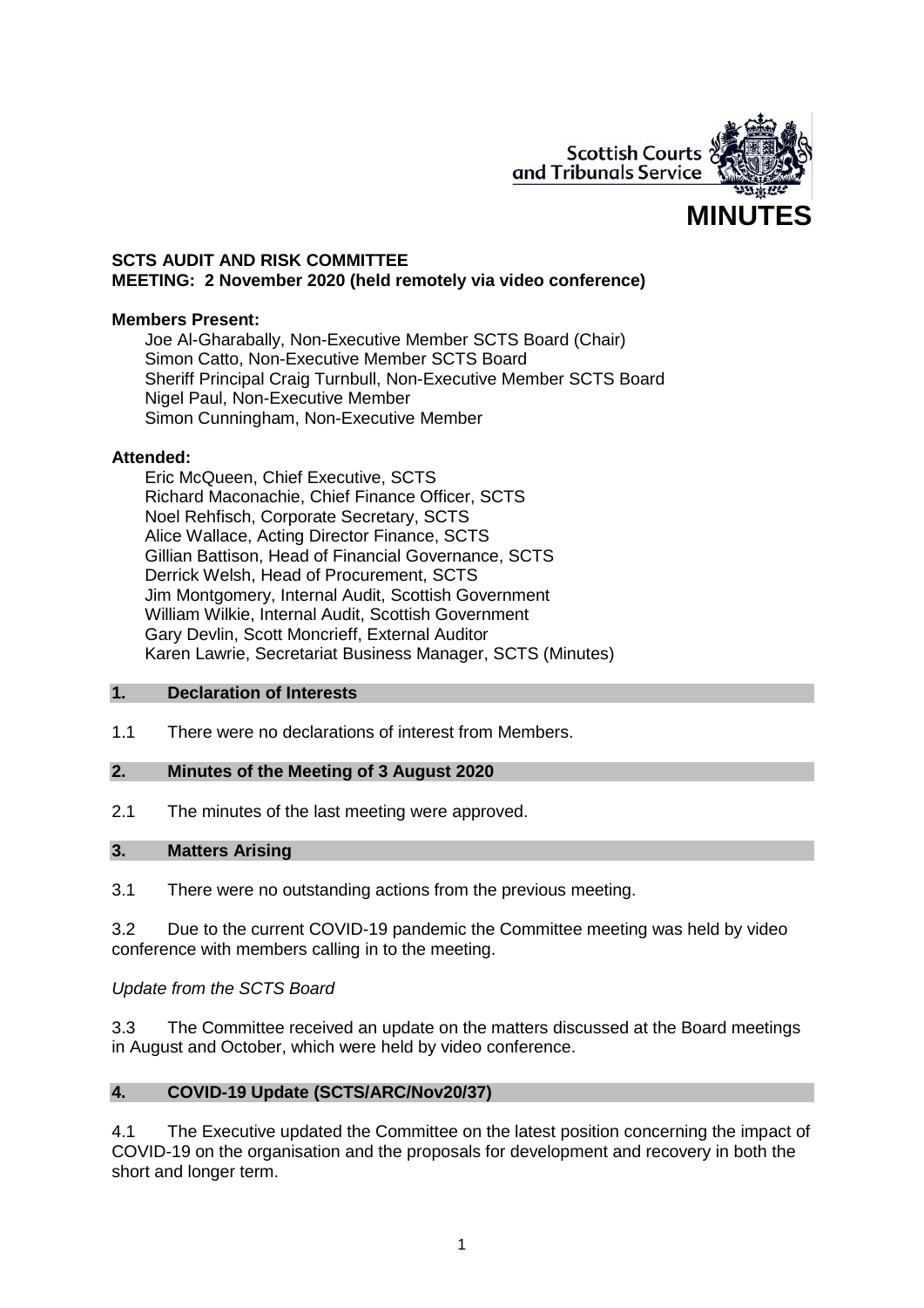Scottish Courts and Tribunals Service

# MINUTES

**SCTS AUDIT AND RISK COMMITTEE**
**MEETING: 2 November 2020 (held remotely via video conference)**

**Members Present:**

Joe Al-Gharabally, Non-Executive Member SCTS Board (Chair)
Simon Catto, Non-Executive Member SCTS Board
Sheriff Principal Craig Turnbull, Non-Executive Member SCTS Board
Nigel Paul, Non-Executive Member
Simon Cunningham, Non-Executive Member

**Attended:**

Eric McQueen, Chief Executive, SCTS
Richard Maconachie, Chief Finance Officer, SCTS
Noel Rehfisch, Corporate Secretary, SCTS
Alice Wallace, Acting Director Finance, SCTS
Gillian Battison, Head of Financial Governance, SCTS
Derrick Welsh, Head of Procurement, SCTS
Jim Montgomery, Internal Audit, Scottish Government
William Wilkie, Internal Audit, Scottish Government
Gary Devlin, Scott Moncrieff, External Auditor
Karen Lawrie, Secretariat Business Manager, SCTS (Minutes)

## 1. Declaration of Interests

1.1 There were no declarations of interest from Members.

## 2. Minutes of the Meeting of 3 August 2020

2.1 The minutes of the last meeting were approved.

## 3. Matters Arising

3.1 There were no outstanding actions from the previous meeting.

3.2 Due to the current COVID-19 pandemic the Committee meeting was held by video conference with members calling in to the meeting.

*Update from the SCTS Board*

3.3 The Committee received an update on the matters discussed at the Board meetings in August and October, which were held by video conference.

## 4. COVID-19 Update (SCTS/ARC/Nov20/37)

4.1 The Executive updated the Committee on the latest position concerning the impact of COVID-19 on the organisation and the proposals for development and recovery in both the short and longer term.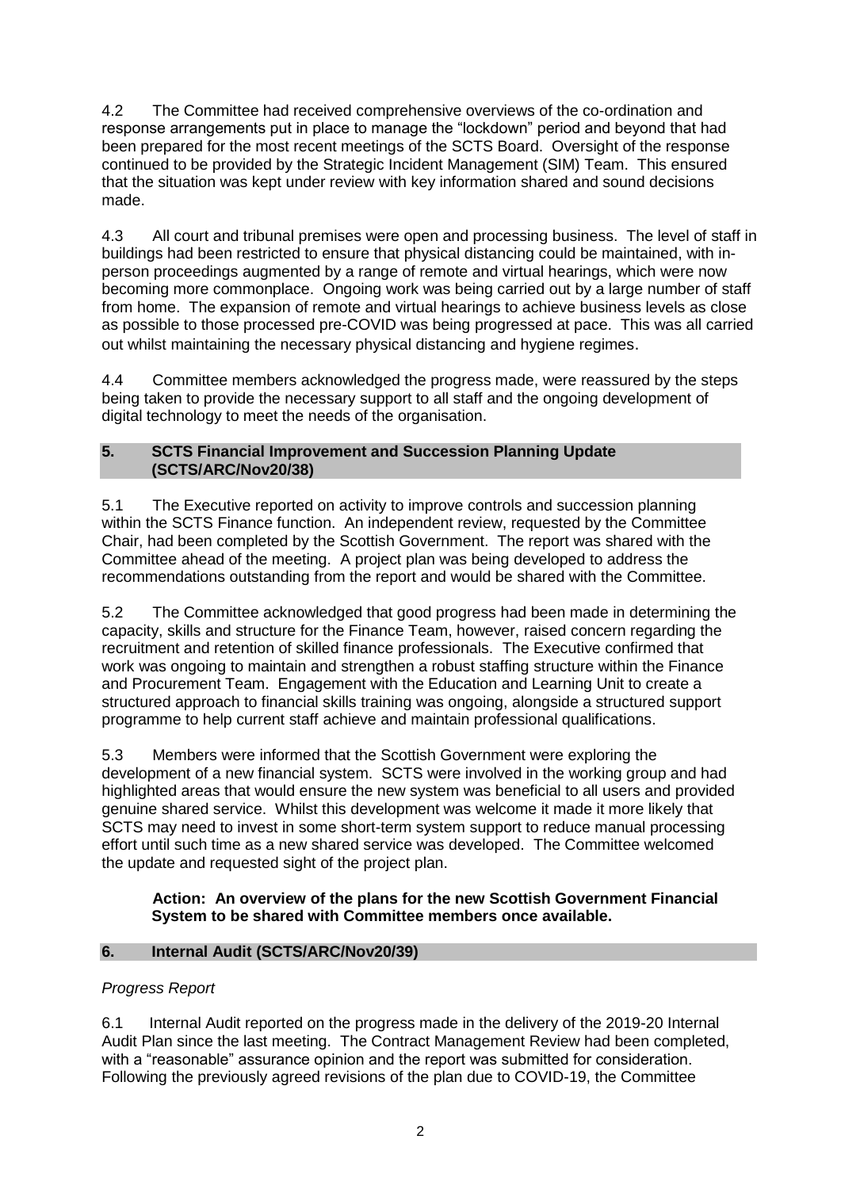4.2 The Committee had received comprehensive overviews of the co-ordination and response arrangements put in place to manage the "lockdown" period and beyond that had been prepared for the most recent meetings of the SCTS Board. Oversight of the response continued to be provided by the Strategic Incident Management (SIM) Team. This ensured that the situation was kept under review with key information shared and sound decisions made.

4.3 All court and tribunal premises were open and processing business. The level of staff in buildings had been restricted to ensure that physical distancing could be maintained, with in-person proceedings augmented by a range of remote and virtual hearings, which were now becoming more commonplace. Ongoing work was being carried out by a large number of staff from home. The expansion of remote and virtual hearings to achieve business levels as close as possible to those processed pre-COVID was being progressed at pace. This was all carried out whilst maintaining the necessary physical distancing and hygiene regimes.

4.4 Committee members acknowledged the progress made, were reassured by the steps being taken to provide the necessary support to all staff and the ongoing development of digital technology to meet the needs of the organisation.

## 5. SCTS Financial Improvement and Succession Planning Update (SCTS/ARC/Nov20/38)

5.1 The Executive reported on activity to improve controls and succession planning within the SCTS Finance function. An independent review, requested by the Committee Chair, had been completed by the Scottish Government. The report was shared with the Committee ahead of the meeting. A project plan was being developed to address the recommendations outstanding from the report and would be shared with the Committee.

5.2 The Committee acknowledged that good progress had been made in determining the capacity, skills and structure for the Finance Team, however, raised concern regarding the recruitment and retention of skilled finance professionals. The Executive confirmed that work was ongoing to maintain and strengthen a robust staffing structure within the Finance and Procurement Team. Engagement with the Education and Learning Unit to create a structured approach to financial skills training was ongoing, alongside a structured support programme to help current staff achieve and maintain professional qualifications.

5.3 Members were informed that the Scottish Government were exploring the development of a new financial system. SCTS were involved in the working group and had highlighted areas that would ensure the new system was beneficial to all users and provided genuine shared service. Whilst this development was welcome it made it more likely that SCTS may need to invest in some short-term system support to reduce manual processing effort until such time as a new shared service was developed. The Committee welcomed the update and requested sight of the project plan.

**Action: An overview of the plans for the new Scottish Government Financial System to be shared with Committee members once available.**

## 6. Internal Audit (SCTS/ARC/Nov20/39)

*Progress Report*

6.1 Internal Audit reported on the progress made in the delivery of the 2019-20 Internal Audit Plan since the last meeting. The Contract Management Review had been completed, with a "reasonable" assurance opinion and the report was submitted for consideration. Following the previously agreed revisions of the plan due to COVID-19, the Committee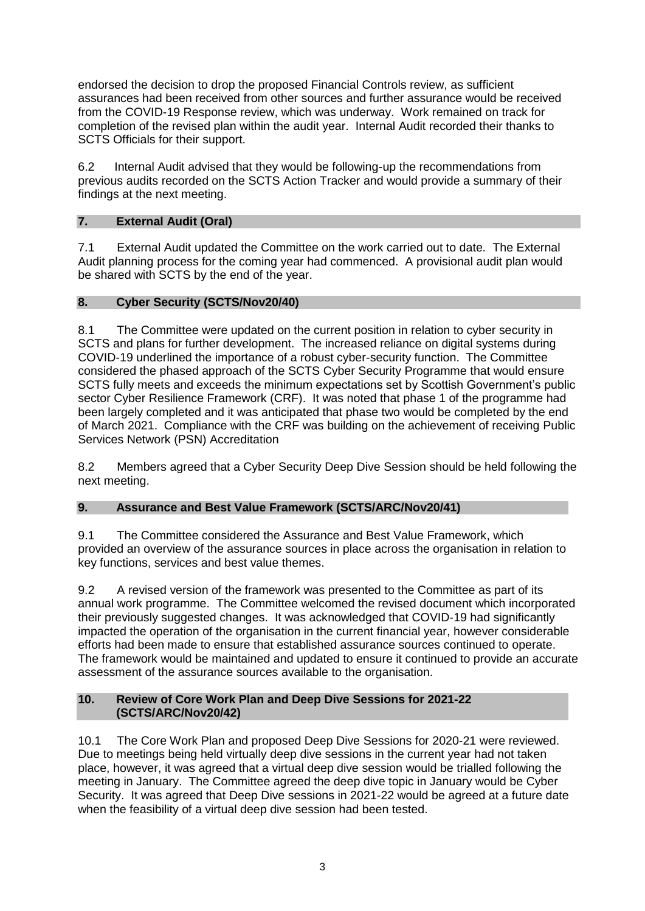endorsed the decision to drop the proposed Financial Controls review, as sufficient assurances had been received from other sources and further assurance would be received from the COVID-19 Response review, which was underway. Work remained on track for completion of the revised plan within the audit year. Internal Audit recorded their thanks to SCTS Officials for their support.

6.2 Internal Audit advised that they would be following-up the recommendations from previous audits recorded on the SCTS Action Tracker and would provide a summary of their findings at the next meeting.

## 7. External Audit (Oral)

7.1 External Audit updated the Committee on the work carried out to date. The External Audit planning process for the coming year had commenced. A provisional audit plan would be shared with SCTS by the end of the year.

## 8. Cyber Security (SCTS/Nov20/40)

8.1 The Committee were updated on the current position in relation to cyber security in SCTS and plans for further development. The increased reliance on digital systems during COVID-19 underlined the importance of a robust cyber-security function. The Committee considered the phased approach of the SCTS Cyber Security Programme that would ensure SCTS fully meets and exceeds the minimum expectations set by Scottish Government's public sector Cyber Resilience Framework (CRF). It was noted that phase 1 of the programme had been largely completed and it was anticipated that phase two would be completed by the end of March 2021. Compliance with the CRF was building on the achievement of receiving Public Services Network (PSN) Accreditation

8.2 Members agreed that a Cyber Security Deep Dive Session should be held following the next meeting.

## 9. Assurance and Best Value Framework (SCTS/ARC/Nov20/41)

9.1 The Committee considered the Assurance and Best Value Framework, which provided an overview of the assurance sources in place across the organisation in relation to key functions, services and best value themes.

9.2 A revised version of the framework was presented to the Committee as part of its annual work programme. The Committee welcomed the revised document which incorporated their previously suggested changes. It was acknowledged that COVID-19 had significantly impacted the operation of the organisation in the current financial year, however considerable efforts had been made to ensure that established assurance sources continued to operate. The framework would be maintained and updated to ensure it continued to provide an accurate assessment of the assurance sources available to the organisation.

## 10. Review of Core Work Plan and Deep Dive Sessions for 2021-22 (SCTS/ARC/Nov20/42)

10.1 The Core Work Plan and proposed Deep Dive Sessions for 2020-21 were reviewed. Due to meetings being held virtually deep dive sessions in the current year had not taken place, however, it was agreed that a virtual deep dive session would be trialled following the meeting in January. The Committee agreed the deep dive topic in January would be Cyber Security. It was agreed that Deep Dive sessions in 2021-22 would be agreed at a future date when the feasibility of a virtual deep dive session had been tested.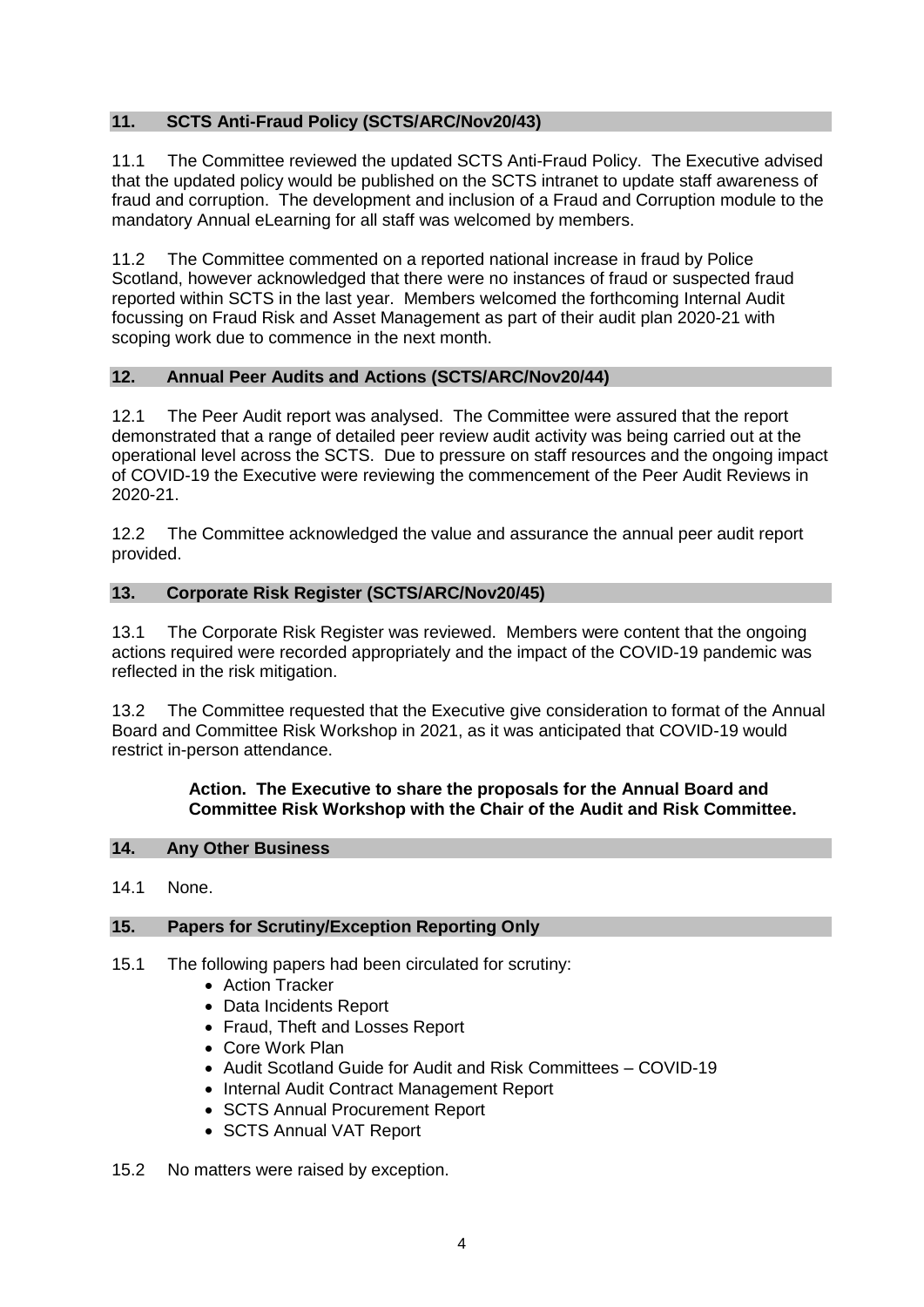## 11. SCTS Anti-Fraud Policy (SCTS/ARC/Nov20/43)

11.1 The Committee reviewed the updated SCTS Anti-Fraud Policy. The Executive advised that the updated policy would be published on the SCTS intranet to update staff awareness of fraud and corruption. The development and inclusion of a Fraud and Corruption module to the mandatory Annual eLearning for all staff was welcomed by members.

11.2 The Committee commented on a reported national increase in fraud by Police Scotland, however acknowledged that there were no instances of fraud or suspected fraud reported within SCTS in the last year. Members welcomed the forthcoming Internal Audit focussing on Fraud Risk and Asset Management as part of their audit plan 2020-21 with scoping work due to commence in the next month.

## 12. Annual Peer Audits and Actions (SCTS/ARC/Nov20/44)

12.1 The Peer Audit report was analysed. The Committee were assured that the report demonstrated that a range of detailed peer review audit activity was being carried out at the operational level across the SCTS. Due to pressure on staff resources and the ongoing impact of COVID-19 the Executive were reviewing the commencement of the Peer Audit Reviews in 2020-21.

12.2 The Committee acknowledged the value and assurance the annual peer audit report provided.

## 13. Corporate Risk Register (SCTS/ARC/Nov20/45)

13.1 The Corporate Risk Register was reviewed. Members were content that the ongoing actions required were recorded appropriately and the impact of the COVID-19 pandemic was reflected in the risk mitigation.

13.2 The Committee requested that the Executive give consideration to format of the Annual Board and Committee Risk Workshop in 2021, as it was anticipated that COVID-19 would restrict in-person attendance.

> **Action. The Executive to share the proposals for the Annual Board and Committee Risk Workshop with the Chair of the Audit and Risk Committee.**

## 14. Any Other Business

14.1 None.

## 15. Papers for Scrutiny/Exception Reporting Only

15.1 The following papers had been circulated for scrutiny:

- Action Tracker
- Data Incidents Report
- Fraud, Theft and Losses Report
- Core Work Plan
- Audit Scotland Guide for Audit and Risk Committees – COVID-19
- Internal Audit Contract Management Report
- SCTS Annual Procurement Report
- SCTS Annual VAT Report

15.2 No matters were raised by exception.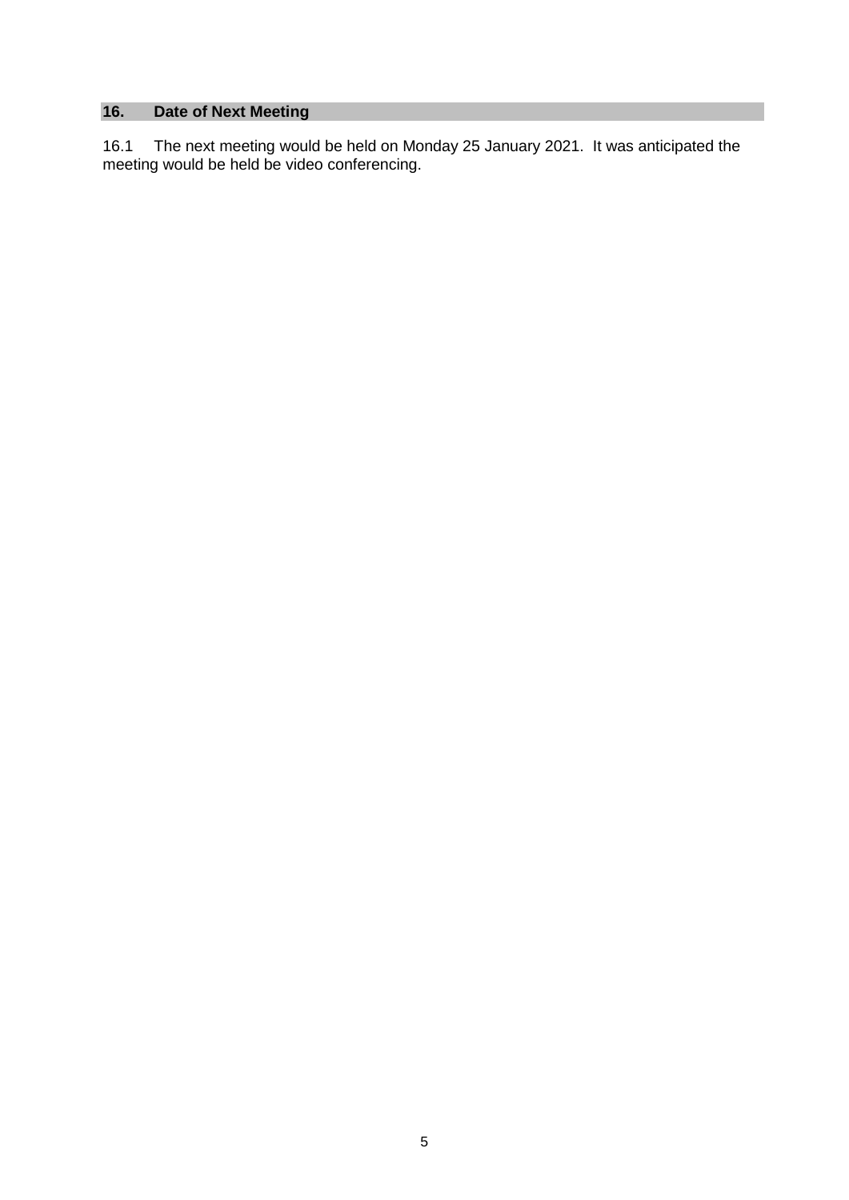## 16. Date of Next Meeting

16.1 The next meeting would be held on Monday 25 January 2021. It was anticipated the meeting would be held be video conferencing.